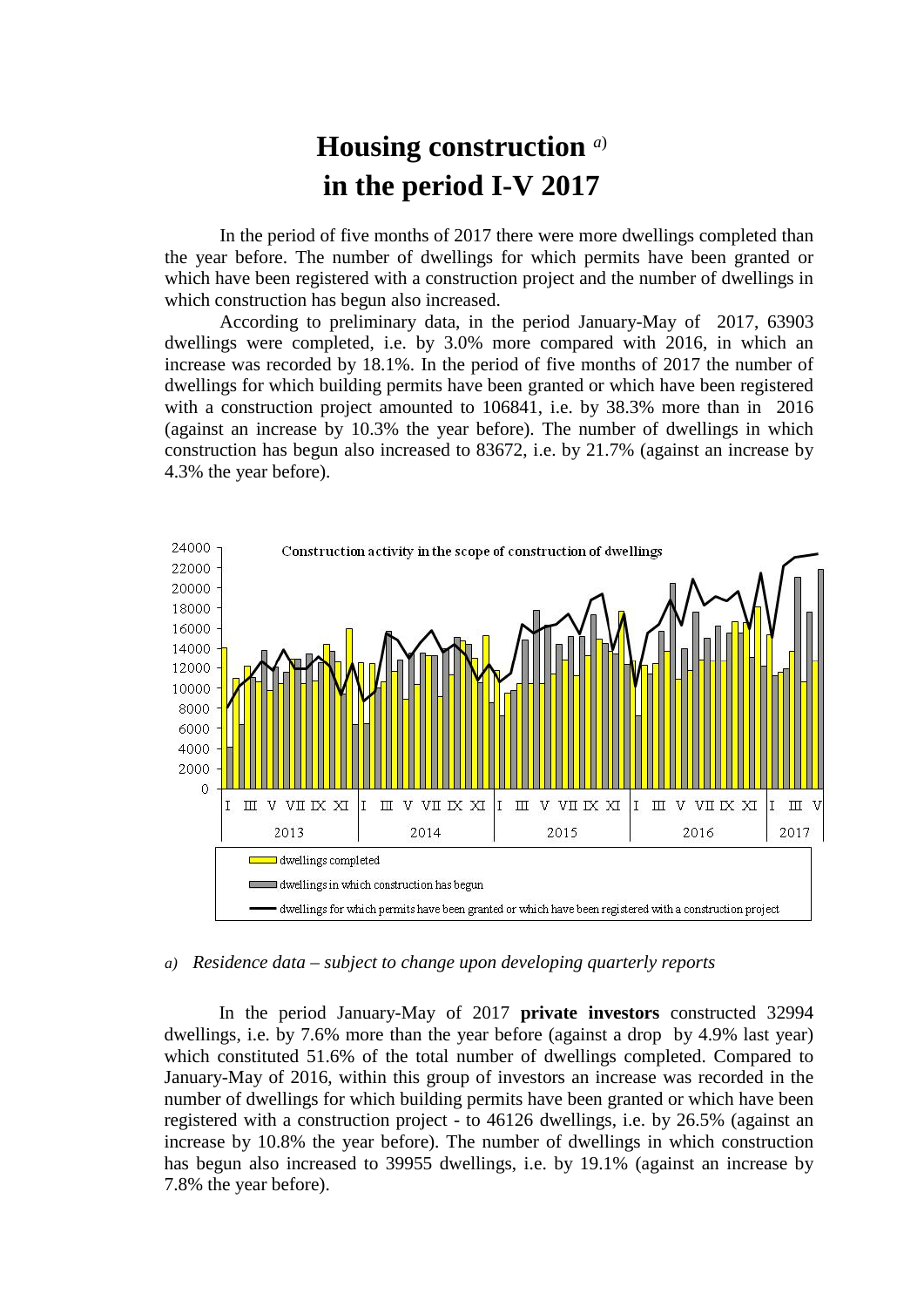# Housing construction [a]
# in the period I-V 2017

In the period of five months of 2017 there were more dwellings completed than the year before. The number of dwellings for which permits have been granted or which have been registered with a construction project and the number of dwellings in which construction has begun also increased.

According to preliminary data, in the period January-May of 2017, 63903 dwellings were completed, i.e. by 3.0% more compared with 2016, in which an increase was recorded by 18.1%. In the period of five months of 2017 the number of dwellings for which building permits have been granted or which have been registered with a construction project amounted to 106841, i.e. by 38.3% more than in 2016 (against an increase by 10.3% the year before). The number of dwellings in which construction has begun also increased to 83672, i.e. by 21.7% (against an increase by 4.3% the year before).

Construction activity in the scope of construction of dwellings

- dwellings completed
- dwellings in which construction has begun
- dwellings for which permits have been granted or which have been registered with a construction project

*a) Residence data – subject to change upon developing quarterly reports*

In the period January-May of 2017 **private investors** constructed 32994 dwellings, i.e. by 7.6% more than the year before (against a drop by 4.9% last year) which constituted 51.6% of the total number of dwellings completed. Compared to January-May of 2016, within this group of investors an increase was recorded in the number of dwellings for which building permits have been granted or which have been registered with a construction project - to 46126 dwellings, i.e. by 26.5% (against an increase by 10.8% the year before). The number of dwellings in which construction has begun also increased to 39955 dwellings, i.e. by 19.1% (against an increase by 7.8% the year before).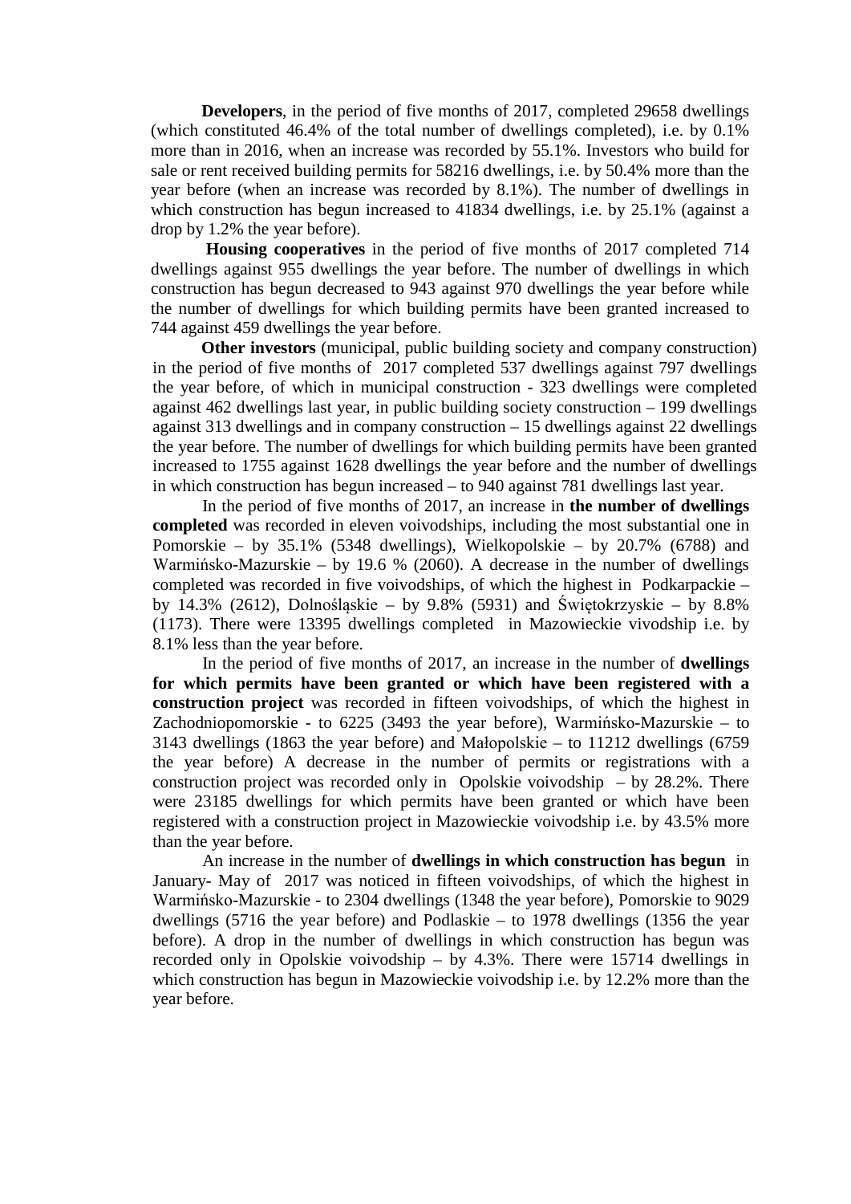**Developers**, in the period of five months of 2017, completed 29658 dwellings (which constituted 46.4% of the total number of dwellings completed), i.e. by 0.1% more than in 2016, when an increase was recorded by 55.1%. Investors who build for sale or rent received building permits for 58216 dwellings, i.e. by 50.4% more than the year before (when an increase was recorded by 8.1%). The number of dwellings in which construction has begun increased to 41834 dwellings, i.e. by 25.1% (against a drop by 1.2% the year before).

**Housing cooperatives** in the period of five months of 2017 completed 714 dwellings against 955 dwellings the year before. The number of dwellings in which construction has begun decreased to 943 against 970 dwellings the year before while the number of dwellings for which building permits have been granted increased to 744 against 459 dwellings the year before.

**Other investors** (municipal, public building society and company construction) in the period of five months of 2017 completed 537 dwellings against 797 dwellings the year before, of which in municipal construction - 323 dwellings were completed against 462 dwellings last year, in public building society construction – 199 dwellings against 313 dwellings and in company construction – 15 dwellings against 22 dwellings the year before. The number of dwellings for which building permits have been granted increased to 1755 against 1628 dwellings the year before and the number of dwellings in which construction has begun increased – to 940 against 781 dwellings last year.

In the period of five months of 2017, an increase in **the number of dwellings completed** was recorded in eleven voivodships, including the most substantial one in Pomorskie – by 35.1% (5348 dwellings), Wielkopolskie – by 20.7% (6788) and Warmińsko-Mazurskie – by 19.6 % (2060). A decrease in the number of dwellings completed was recorded in five voivodships, of which the highest in Podkarpackie – by 14.3% (2612), Dolnośląskie – by 9.8% (5931) and Świętokrzyskie – by 8.8% (1173). There were 13395 dwellings completed in Mazowieckie vivodship i.e. by 8.1% less than the year before.

In the period of five months of 2017, an increase in the number of **dwellings for which permits have been granted or which have been registered with a construction project** was recorded in fifteen voivodships, of which the highest in Zachodniopomorskie - to 6225 (3493 the year before), Warmińsko-Mazurskie – to 3143 dwellings (1863 the year before) and Małopolskie – to 11212 dwellings (6759 the year before) A decrease in the number of permits or registrations with a construction project was recorded only in Opolskie voivodship – by 28.2%. There were 23185 dwellings for which permits have been granted or which have been registered with a construction project in Mazowieckie voivodship i.e. by 43.5% more than the year before.

An increase in the number of **dwellings in which construction has begun** in January- May of 2017 was noticed in fifteen voivodships, of which the highest in Warmińsko-Mazurskie - to 2304 dwellings (1348 the year before), Pomorskie to 9029 dwellings (5716 the year before) and Podlaskie – to 1978 dwellings (1356 the year before). A drop in the number of dwellings in which construction has begun was recorded only in Opolskie voivodship – by 4.3%. There were 15714 dwellings in which construction has begun in Mazowieckie voivodship i.e. by 12.2% more than the year before.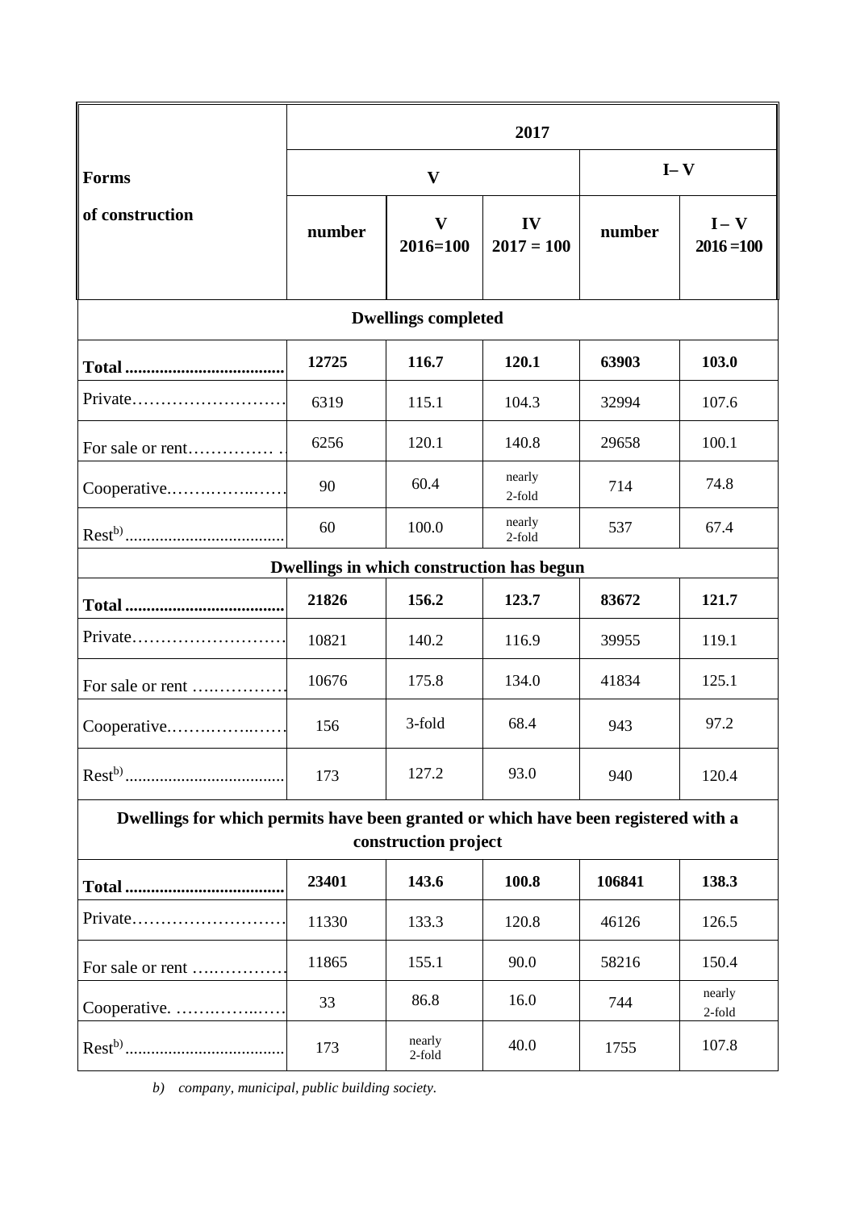| Forms of construction | 2017 | | | | |
|---|---|---|---|---|---|
| | V | | | I– V | |
| | number | V 2016=100 | IV 2017 = 100 | number | I – V 2016 =100 |
| **Dwellings completed** | | | | | |
| **Total** | **12725** | **116.7** | **120.1** | **63903** | **103.0** |
| Private | 6319 | 115.1 | 104.3 | 32994 | 107.6 |
| For sale or rent | 6256 | 120.1 | 140.8 | 29658 | 100.1 |
| Cooperative | 90 | 60.4 | nearly 2-fold | 714 | 74.8 |
| Rest[b)] | 60 | 100.0 | nearly 2-fold | 537 | 67.4 |
| **Dwellings in which construction has begun** | | | | | |
| **Total** | **21826** | **156.2** | **123.7** | **83672** | **121.7** |
| Private | 10821 | 140.2 | 116.9 | 39955 | 119.1 |
| For sale or rent | 10676 | 175.8 | 134.0 | 41834 | 125.1 |
| Cooperative | 156 | 3-fold | 68.4 | 943 | 97.2 |
| Rest[b)] | 173 | 127.2 | 93.0 | 940 | 120.4 |
| **Dwellings for which permits have been granted or which have been registered with a construction project** | | | | | |
| **Total** | **23401** | **143.6** | **100.8** | **106841** | **138.3** |
| Private | 11330 | 133.3 | 120.8 | 46126 | 126.5 |
| For sale or rent | 11865 | 155.1 | 90.0 | 58216 | 150.4 |
| Cooperative | 33 | 86.8 | 16.0 | 744 | nearly 2-fold |
| Rest[b)] | 173 | nearly 2-fold | 40.0 | 1755 | 107.8 |

*b) company, municipal, public building society.*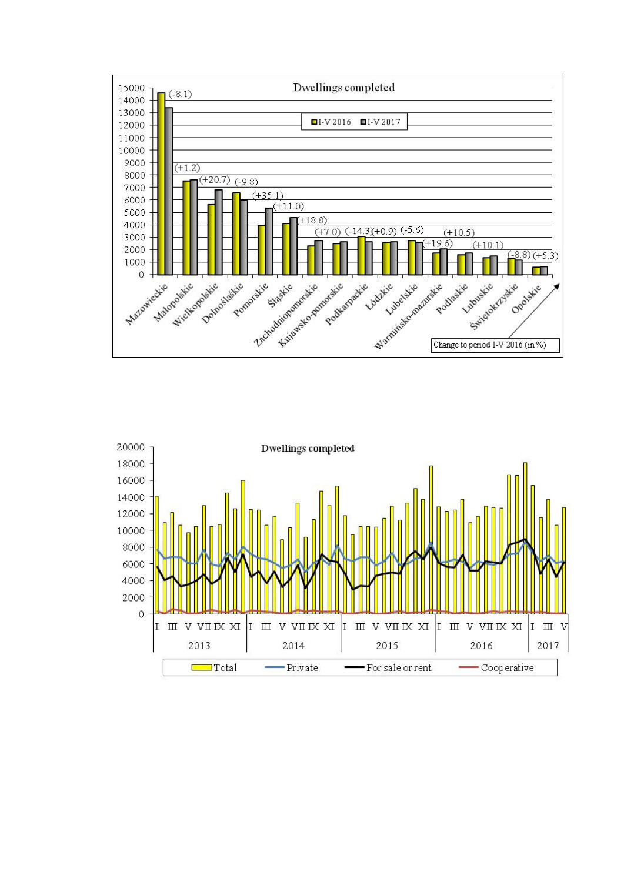**Dwellings completed**

I-V 2016 | I-V 2017

| Voivodship | Change to period I-V 2016 (in %) |
|---|---|
| Mazowieckie | (-8.1) |
| Małopolskie | (+1.2) |
| Wielkopolskie | (+20.7) |
| Dolnośląskie | (-9.8) |
| Pomorskie | (+35.1) |
| Śląskie | (+11.0) |
| Zachodniopomorskie | (+18.8) |
| Kujawsko-pomorskie | (+7.0) |
| Podkarpackie | (-14.3) |
| Łódzkie | (+0.9) |
| Lubelskie | (-5.6) |
| Warmińsko-mazurskie | (+19.6) |
| Podlaskie | (+10.5) |
| Lubuskie | (+10.1) |
| Świętokrzyskie | (-8.8) |
| Opolskie | (+5.3) |

**Dwellings completed**

Total | Private | For sale or rent | Cooperative

2013 | 2014 | 2015 | 2016 | 2017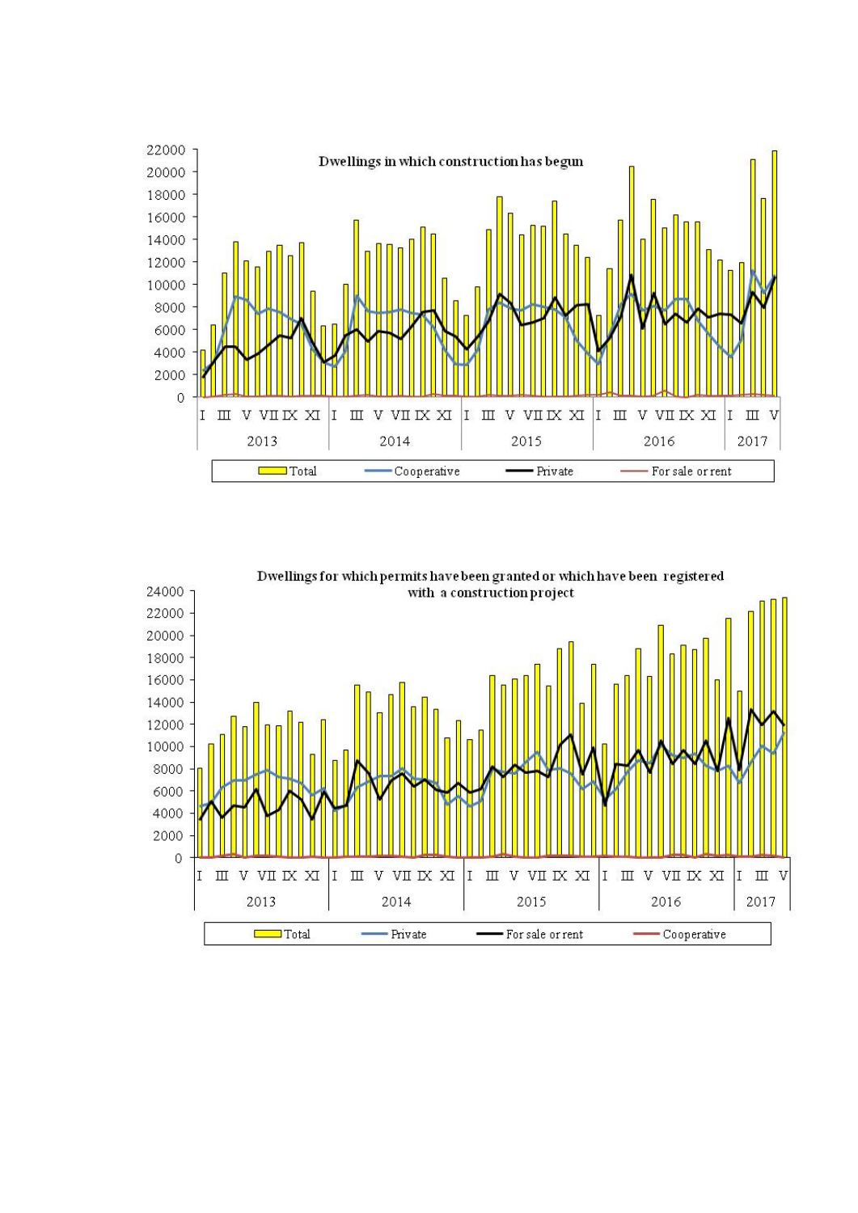Dwellings in which construction has begun

22000
20000
18000
16000
14000
12000
10000
8000
6000
4000
2000
0

I III V VII IX XI I III V VII IX XI I III V VII IX XI I III V VII IX XI I III V

2013 2014 2015 2016 2017

Total Cooperative Private For sale or rent

Dwellings for which permits have been granted or which have been registered with a construction project

24000
22000
20000
18000
16000
14000
12000
10000
8000
6000
4000
2000
0

I III V VII IX XI I III V VII IX XI I III V VII IX XI I III V VII IX XI I III V

2013 2014 2015 2016 2017

Total Private For sale or rent Cooperative